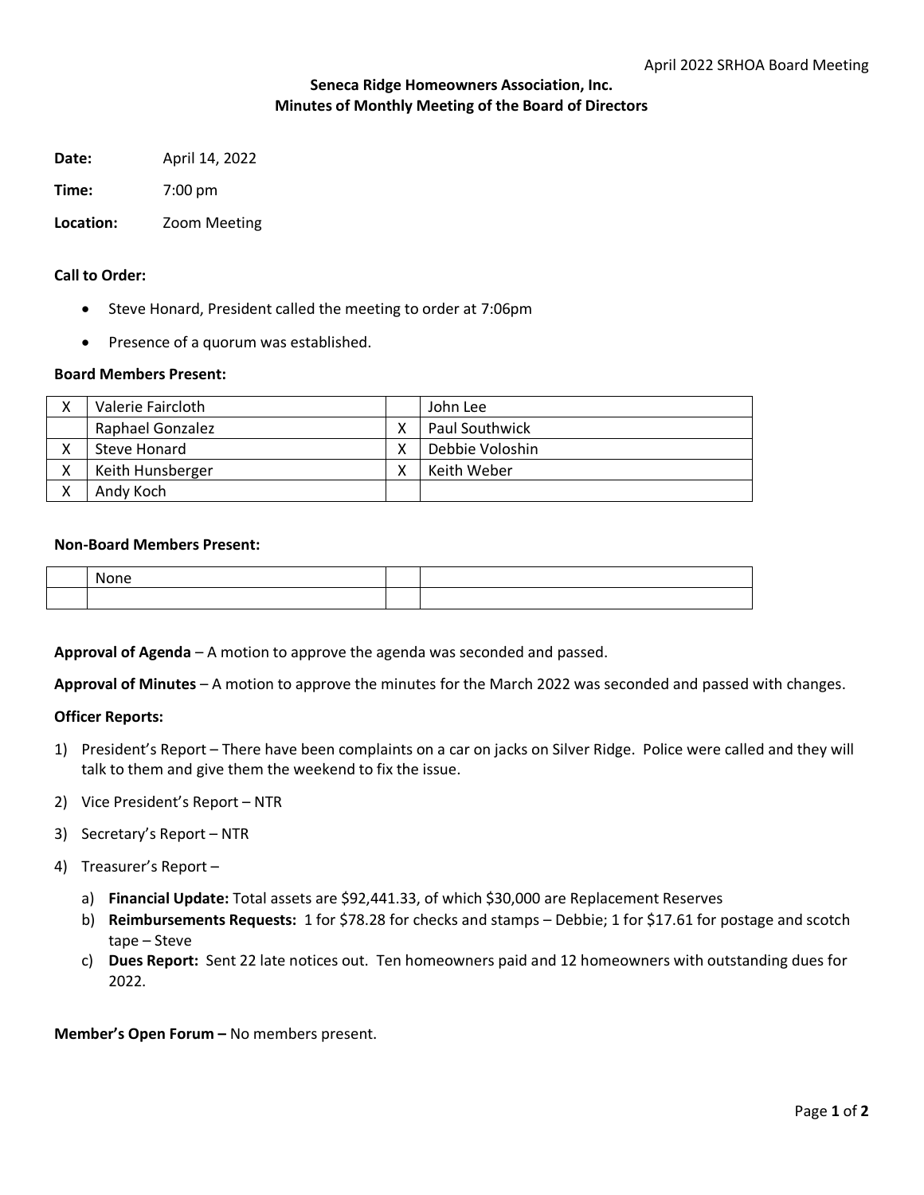**Seneca Ridge Homeowners Association, Inc.**
**Minutes of Monthly Meeting of the Board of Directors**

**Date:** April 14, 2022

**Time:** 7:00 pm

**Location:** Zoom Meeting

**Call to Order:**

- Steve Honard, President called the meeting to order at 7:06pm
- Presence of a quorum was established.

**Board Members Present:**

| | | | |
|---|---|---|---|
| X | Valerie Faircloth | | John Lee |
| | Raphael Gonzalez | X | Paul Southwick |
| X | Steve Honard | X | Debbie Voloshin |
| X | Keith Hunsberger | X | Keith Weber |
| X | Andy Koch | | |

**Non-Board Members Present:**

| | | | |
|---|---|---|---|
| | None | | |
| | | | |

**Approval of Agenda** – A motion to approve the agenda was seconded and passed.

**Approval of Minutes** – A motion to approve the minutes for the March 2022 was seconded and passed with changes.

**Officer Reports:**

1) President's Report – There have been complaints on a car on jacks on Silver Ridge. Police were called and they will talk to them and give them the weekend to fix the issue.
2) Vice President's Report – NTR
3) Secretary's Report – NTR
4) Treasurer's Report –
   a) **Financial Update:** Total assets are $92,441.33, of which $30,000 are Replacement Reserves
   b) **Reimbursements Requests:** 1 for $78.28 for checks and stamps – Debbie; 1 for $17.61 for postage and scotch tape – Steve
   c) **Dues Report:** Sent 22 late notices out. Ten homeowners paid and 12 homeowners with outstanding dues for 2022.

**Member's Open Forum –** No members present.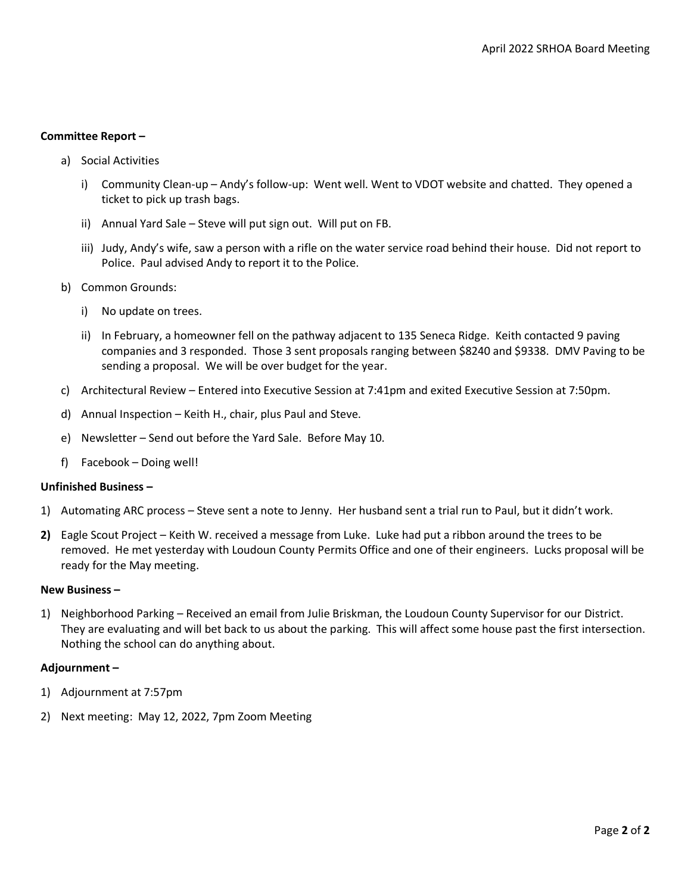**Committee Report –**

a) Social Activities

   i) Community Clean-up – Andy's follow-up: Went well. Went to VDOT website and chatted. They opened a ticket to pick up trash bags.

   ii) Annual Yard Sale – Steve will put sign out. Will put on FB.

   iii) Judy, Andy's wife, saw a person with a rifle on the water service road behind their house. Did not report to Police. Paul advised Andy to report it to the Police.

b) Common Grounds:

   i) No update on trees.

   ii) In February, a homeowner fell on the pathway adjacent to 135 Seneca Ridge. Keith contacted 9 paving companies and 3 responded. Those 3 sent proposals ranging between $8240 and $9338. DMV Paving to be sending a proposal. We will be over budget for the year.

c) Architectural Review – Entered into Executive Session at 7:41pm and exited Executive Session at 7:50pm.

d) Annual Inspection – Keith H., chair, plus Paul and Steve.

e) Newsletter – Send out before the Yard Sale. Before May 10.

f) Facebook – Doing well!

**Unfinished Business –**

1) Automating ARC process – Steve sent a note to Jenny. Her husband sent a trial run to Paul, but it didn't work.

**2)** Eagle Scout Project – Keith W. received a message from Luke. Luke had put a ribbon around the trees to be removed. He met yesterday with Loudoun County Permits Office and one of their engineers. Lucks proposal will be ready for the May meeting.

**New Business –**

1) Neighborhood Parking – Received an email from Julie Briskman, the Loudoun County Supervisor for our District. They are evaluating and will bet back to us about the parking. This will affect some house past the first intersection. Nothing the school can do anything about.

**Adjournment –**

1) Adjournment at 7:57pm

2) Next meeting: May 12, 2022, 7pm Zoom Meeting